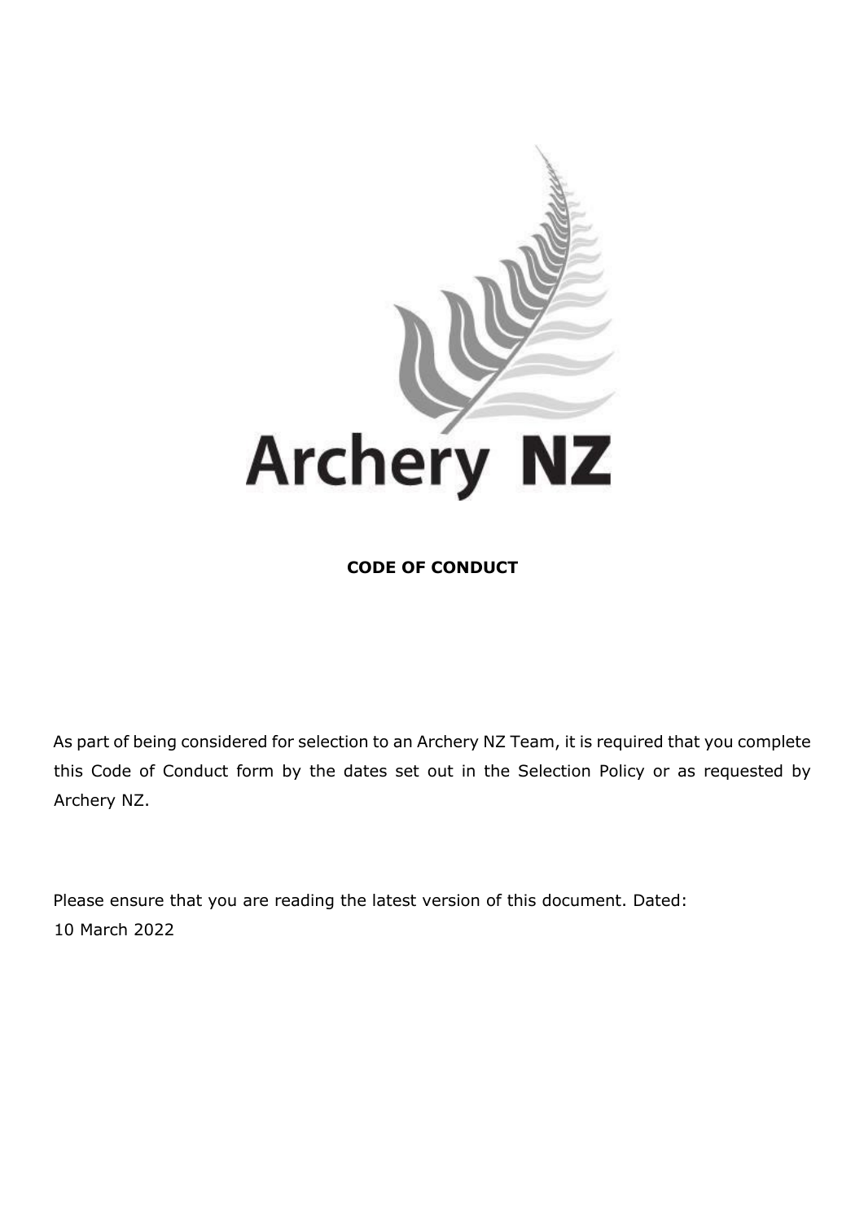Archery NZ

**CODE OF CONDUCT**

As part of being considered for selection to an Archery NZ Team, it is required that you complete this Code of Conduct form by the dates set out in the Selection Policy or as requested by Archery NZ.

Please ensure that you are reading the latest version of this document. Dated:
10 March 2022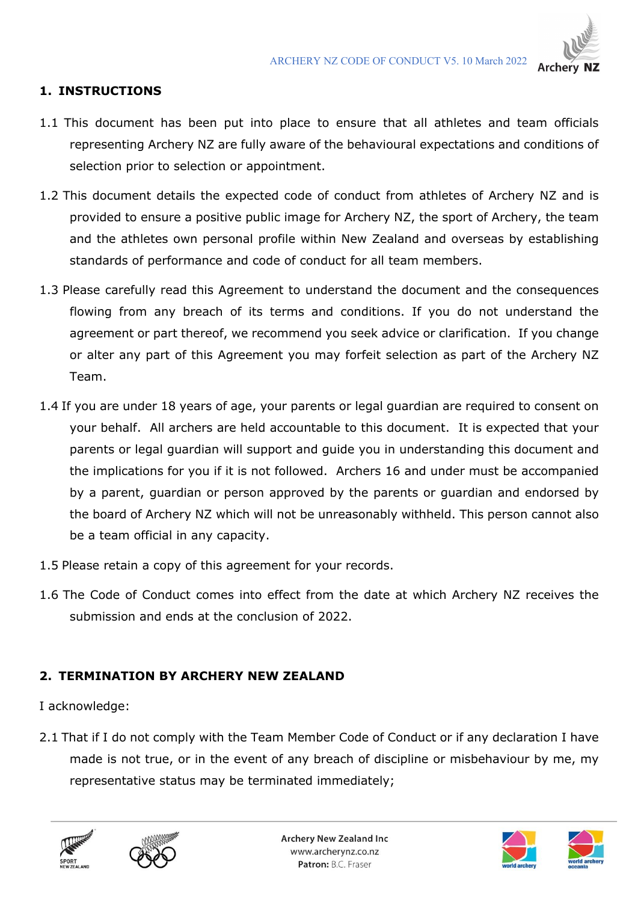## 1. INSTRUCTIONS

1.1 This document has been put into place to ensure that all athletes and team officials representing Archery NZ are fully aware of the behavioural expectations and conditions of selection prior to selection or appointment.

1.2 This document details the expected code of conduct from athletes of Archery NZ and is provided to ensure a positive public image for Archery NZ, the sport of Archery, the team and the athletes own personal profile within New Zealand and overseas by establishing standards of performance and code of conduct for all team members.

1.3 Please carefully read this Agreement to understand the document and the consequences flowing from any breach of its terms and conditions. If you do not understand the agreement or part thereof, we recommend you seek advice or clarification. If you change or alter any part of this Agreement you may forfeit selection as part of the Archery NZ Team.

1.4 If you are under 18 years of age, your parents or legal guardian are required to consent on your behalf. All archers are held accountable to this document. It is expected that your parents or legal guardian will support and guide you in understanding this document and the implications for you if it is not followed. Archers 16 and under must be accompanied by a parent, guardian or person approved by the parents or guardian and endorsed by the board of Archery NZ which will not be unreasonably withheld. This person cannot also be a team official in any capacity.

1.5 Please retain a copy of this agreement for your records.

1.6 The Code of Conduct comes into effect from the date at which Archery NZ receives the submission and ends at the conclusion of 2022.

## 2. TERMINATION BY ARCHERY NEW ZEALAND

I acknowledge:

2.1 That if I do not comply with the Team Member Code of Conduct or if any declaration I have made is not true, or in the event of any breach of discipline or misbehaviour by me, my representative status may be terminated immediately;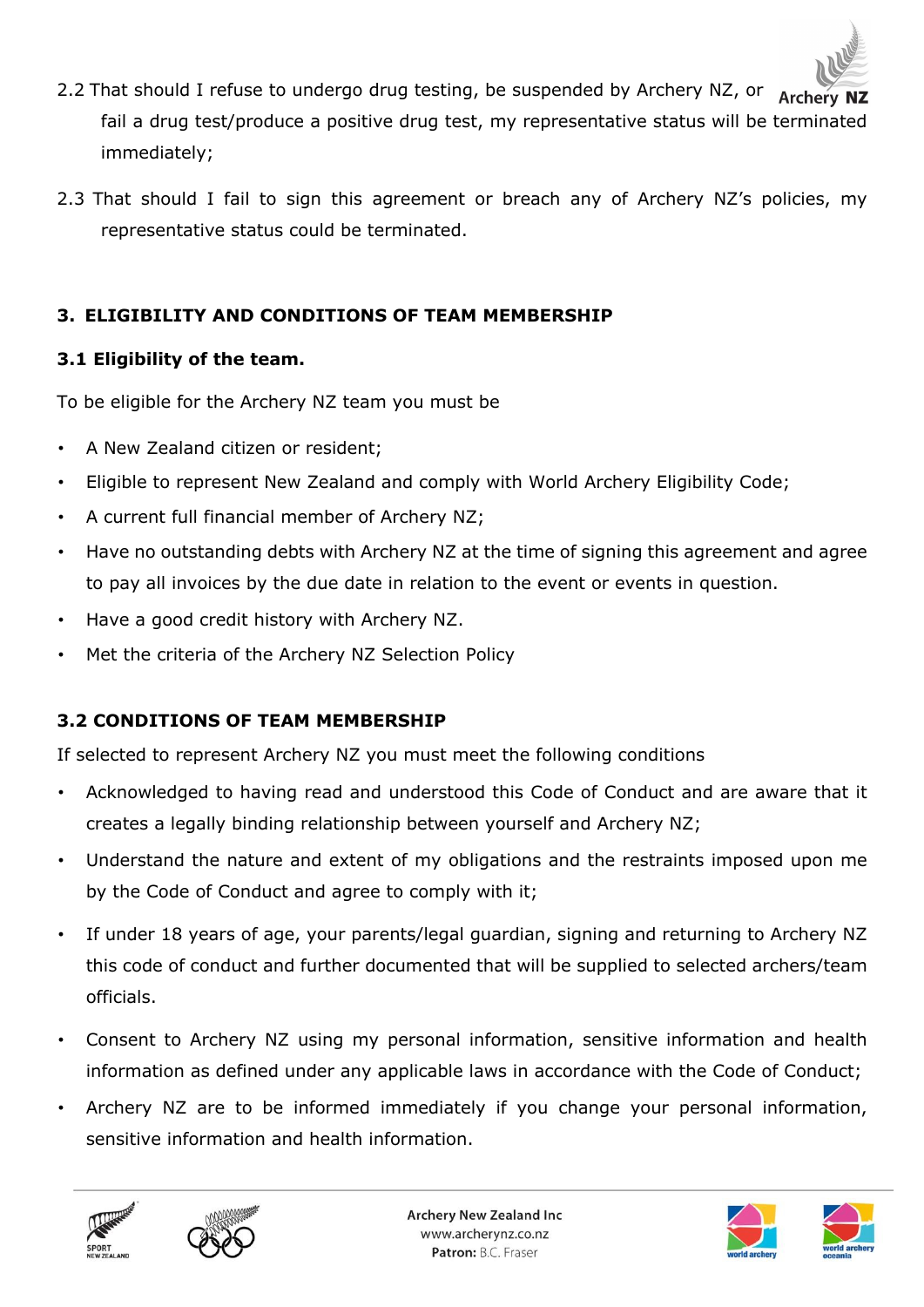2.2 That should I refuse to undergo drug testing, be suspended by Archery NZ, or fail a drug test/produce a positive drug test, my representative status will be terminated immediately;

2.3 That should I fail to sign this agreement or breach any of Archery NZ's policies, my representative status could be terminated.

## 3. ELIGIBILITY AND CONDITIONS OF TEAM MEMBERSHIP

### 3.1 Eligibility of the team.

To be eligible for the Archery NZ team you must be

- A New Zealand citizen or resident;
- Eligible to represent New Zealand and comply with World Archery Eligibility Code;
- A current full financial member of Archery NZ;
- Have no outstanding debts with Archery NZ at the time of signing this agreement and agree to pay all invoices by the due date in relation to the event or events in question.
- Have a good credit history with Archery NZ.
- Met the criteria of the Archery NZ Selection Policy

### 3.2 CONDITIONS OF TEAM MEMBERSHIP

If selected to represent Archery NZ you must meet the following conditions

- Acknowledged to having read and understood this Code of Conduct and are aware that it creates a legally binding relationship between yourself and Archery NZ;
- Understand the nature and extent of my obligations and the restraints imposed upon me by the Code of Conduct and agree to comply with it;
- If under 18 years of age, your parents/legal guardian, signing and returning to Archery NZ this code of conduct and further documented that will be supplied to selected archers/team officials.
- Consent to Archery NZ using my personal information, sensitive information and health information as defined under any applicable laws in accordance with the Code of Conduct;
- Archery NZ are to be informed immediately if you change your personal information, sensitive information and health information.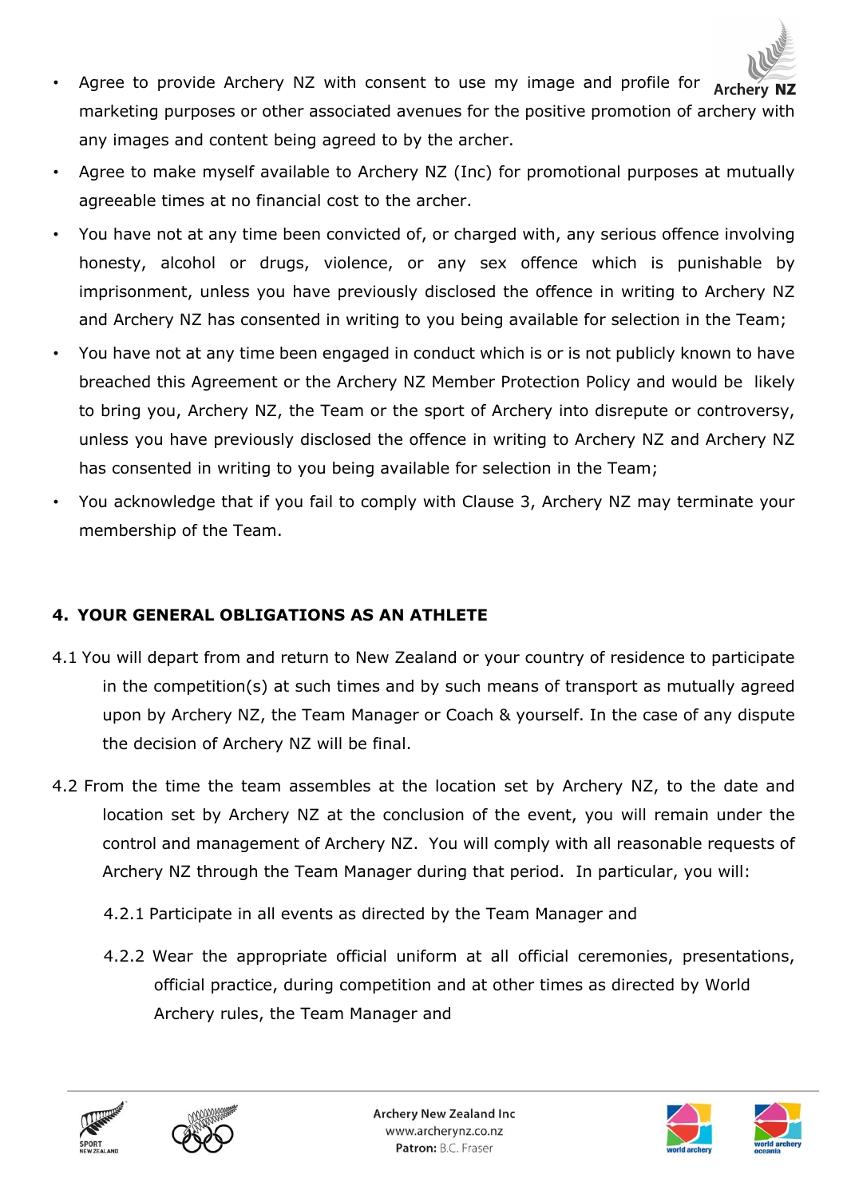- Agree to provide Archery NZ with consent to use my image and profile for marketing purposes or other associated avenues for the positive promotion of archery with any images and content being agreed to by the archer.
- Agree to make myself available to Archery NZ (Inc) for promotional purposes at mutually agreeable times at no financial cost to the archer.
- You have not at any time been convicted of, or charged with, any serious offence involving honesty, alcohol or drugs, violence, or any sex offence which is punishable by imprisonment, unless you have previously disclosed the offence in writing to Archery NZ and Archery NZ has consented in writing to you being available for selection in the Team;
- You have not at any time been engaged in conduct which is or is not publicly known to have breached this Agreement or the Archery NZ Member Protection Policy and would be likely to bring you, Archery NZ, the Team or the sport of Archery into disrepute or controversy, unless you have previously disclosed the offence in writing to Archery NZ and Archery NZ has consented in writing to you being available for selection in the Team;
- You acknowledge that if you fail to comply with Clause 3, Archery NZ may terminate your membership of the Team.

## 4. YOUR GENERAL OBLIGATIONS AS AN ATHLETE

4.1 You will depart from and return to New Zealand or your country of residence to participate in the competition(s) at such times and by such means of transport as mutually agreed upon by Archery NZ, the Team Manager or Coach & yourself. In the case of any dispute the decision of Archery NZ will be final.

4.2 From the time the team assembles at the location set by Archery NZ, to the date and location set by Archery NZ at the conclusion of the event, you will remain under the control and management of Archery NZ. You will comply with all reasonable requests of Archery NZ through the Team Manager during that period. In particular, you will:

4.2.1 Participate in all events as directed by the Team Manager and

4.2.2 Wear the appropriate official uniform at all official ceremonies, presentations, official practice, during competition and at other times as directed by World Archery rules, the Team Manager and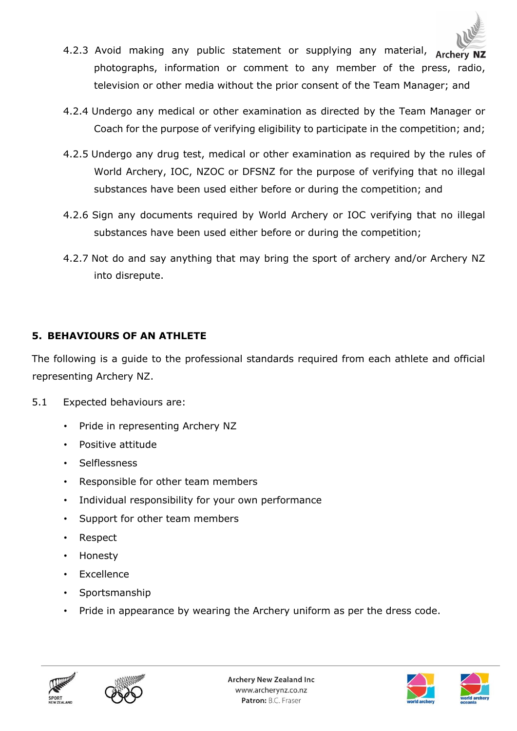4.2.3 Avoid making any public statement or supplying any material, photographs, information or comment to any member of the press, radio, television or other media without the prior consent of the Team Manager; and

4.2.4 Undergo any medical or other examination as directed by the Team Manager or Coach for the purpose of verifying eligibility to participate in the competition; and;

4.2.5 Undergo any drug test, medical or other examination as required by the rules of World Archery, IOC, NZOC or DFSNZ for the purpose of verifying that no illegal substances have been used either before or during the competition; and

4.2.6 Sign any documents required by World Archery or IOC verifying that no illegal substances have been used either before or during the competition;

4.2.7 Not do and say anything that may bring the sport of archery and/or Archery NZ into disrepute.

## 5. BEHAVIOURS OF AN ATHLETE

The following is a guide to the professional standards required from each athlete and official representing Archery NZ.

5.1 Expected behaviours are:

- Pride in representing Archery NZ
- Positive attitude
- Selflessness
- Responsible for other team members
- Individual responsibility for your own performance
- Support for other team members
- Respect
- Honesty
- Excellence
- Sportsmanship
- Pride in appearance by wearing the Archery uniform as per the dress code.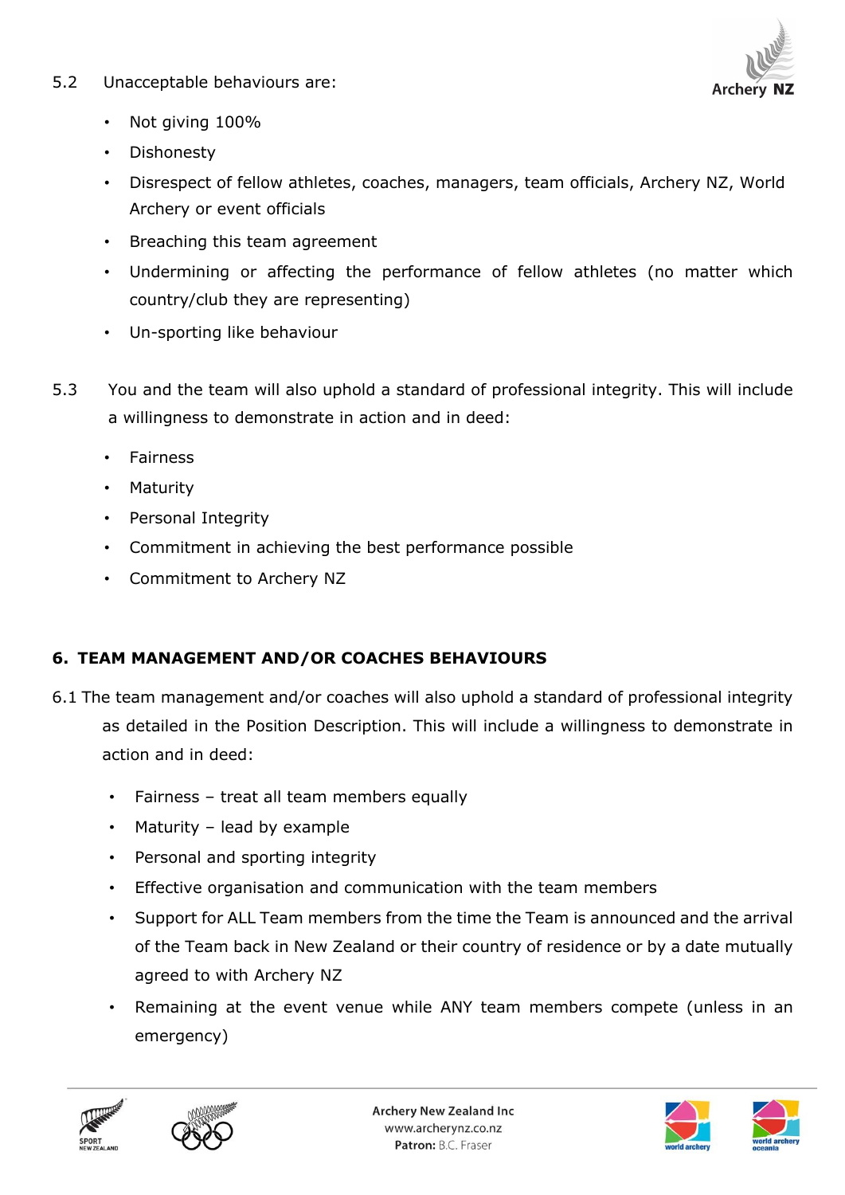5.2 Unacceptable behaviours are:

- Not giving 100%
- Dishonesty
- Disrespect of fellow athletes, coaches, managers, team officials, Archery NZ, World Archery or event officials
- Breaching this team agreement
- Undermining or affecting the performance of fellow athletes (no matter which country/club they are representing)
- Un-sporting like behaviour

5.3 You and the team will also uphold a standard of professional integrity. This will include a willingness to demonstrate in action and in deed:

- Fairness
- Maturity
- Personal Integrity
- Commitment in achieving the best performance possible
- Commitment to Archery NZ

## 6. TEAM MANAGEMENT AND/OR COACHES BEHAVIOURS

6.1 The team management and/or coaches will also uphold a standard of professional integrity as detailed in the Position Description. This will include a willingness to demonstrate in action and in deed:

- Fairness – treat all team members equally
- Maturity – lead by example
- Personal and sporting integrity
- Effective organisation and communication with the team members
- Support for ALL Team members from the time the Team is announced and the arrival of the Team back in New Zealand or their country of residence or by a date mutually agreed to with Archery NZ
- Remaining at the event venue while ANY team members compete (unless in an emergency)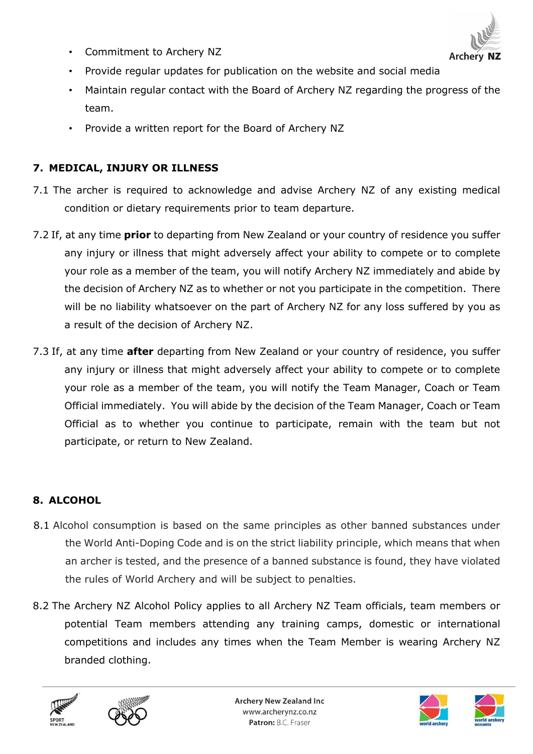- Commitment to Archery NZ
- Provide regular updates for publication on the website and social media
- Maintain regular contact with the Board of Archery NZ regarding the progress of the team.
- Provide a written report for the Board of Archery NZ

## 7. MEDICAL, INJURY OR ILLNESS

7.1 The archer is required to acknowledge and advise Archery NZ of any existing medical condition or dietary requirements prior to team departure.

7.2 If, at any time **prior** to departing from New Zealand or your country of residence you suffer any injury or illness that might adversely affect your ability to compete or to complete your role as a member of the team, you will notify Archery NZ immediately and abide by the decision of Archery NZ as to whether or not you participate in the competition. There will be no liability whatsoever on the part of Archery NZ for any loss suffered by you as a result of the decision of Archery NZ.

7.3 If, at any time **after** departing from New Zealand or your country of residence, you suffer any injury or illness that might adversely affect your ability to compete or to complete your role as a member of the team, you will notify the Team Manager, Coach or Team Official immediately. You will abide by the decision of the Team Manager, Coach or Team Official as to whether you continue to participate, remain with the team but not participate, or return to New Zealand.

## 8. ALCOHOL

8.1 Alcohol consumption is based on the same principles as other banned substances under the World Anti-Doping Code and is on the strict liability principle, which means that when an archer is tested, and the presence of a banned substance is found, they have violated the rules of World Archery and will be subject to penalties.

8.2 The Archery NZ Alcohol Policy applies to all Archery NZ Team officials, team members or potential Team members attending any training camps, domestic or international competitions and includes any times when the Team Member is wearing Archery NZ branded clothing.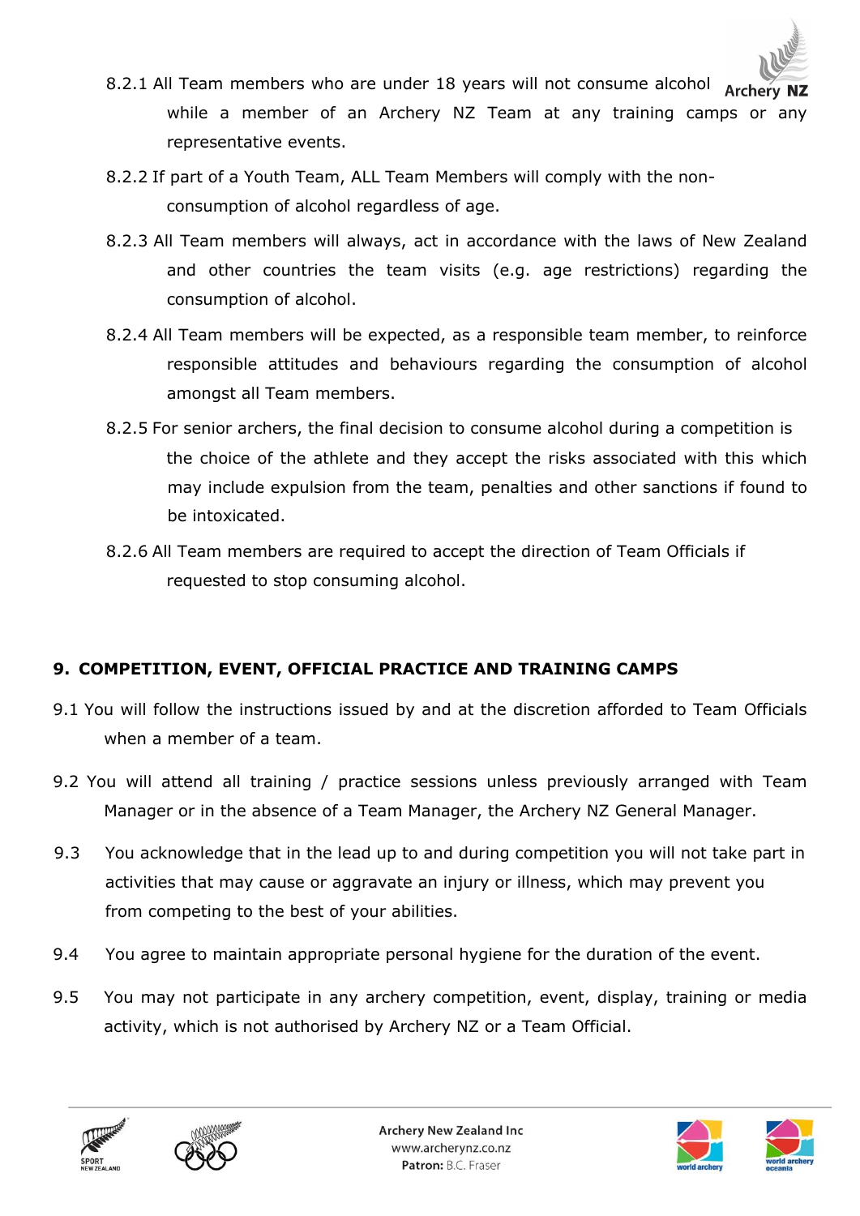8.2.1 All Team members who are under 18 years will not consume alcohol while a member of an Archery NZ Team at any training camps or any representative events.

8.2.2 If part of a Youth Team, ALL Team Members will comply with the non-consumption of alcohol regardless of age.

8.2.3 All Team members will always, act in accordance with the laws of New Zealand and other countries the team visits (e.g. age restrictions) regarding the consumption of alcohol.

8.2.4 All Team members will be expected, as a responsible team member, to reinforce responsible attitudes and behaviours regarding the consumption of alcohol amongst all Team members.

8.2.5 For senior archers, the final decision to consume alcohol during a competition is the choice of the athlete and they accept the risks associated with this which may include expulsion from the team, penalties and other sanctions if found to be intoxicated.

8.2.6 All Team members are required to accept the direction of Team Officials if requested to stop consuming alcohol.

## 9. COMPETITION, EVENT, OFFICIAL PRACTICE AND TRAINING CAMPS

9.1 You will follow the instructions issued by and at the discretion afforded to Team Officials when a member of a team.

9.2 You will attend all training / practice sessions unless previously arranged with Team Manager or in the absence of a Team Manager, the Archery NZ General Manager.

9.3 You acknowledge that in the lead up to and during competition you will not take part in activities that may cause or aggravate an injury or illness, which may prevent you from competing to the best of your abilities.

9.4 You agree to maintain appropriate personal hygiene for the duration of the event.

9.5 You may not participate in any archery competition, event, display, training or media activity, which is not authorised by Archery NZ or a Team Official.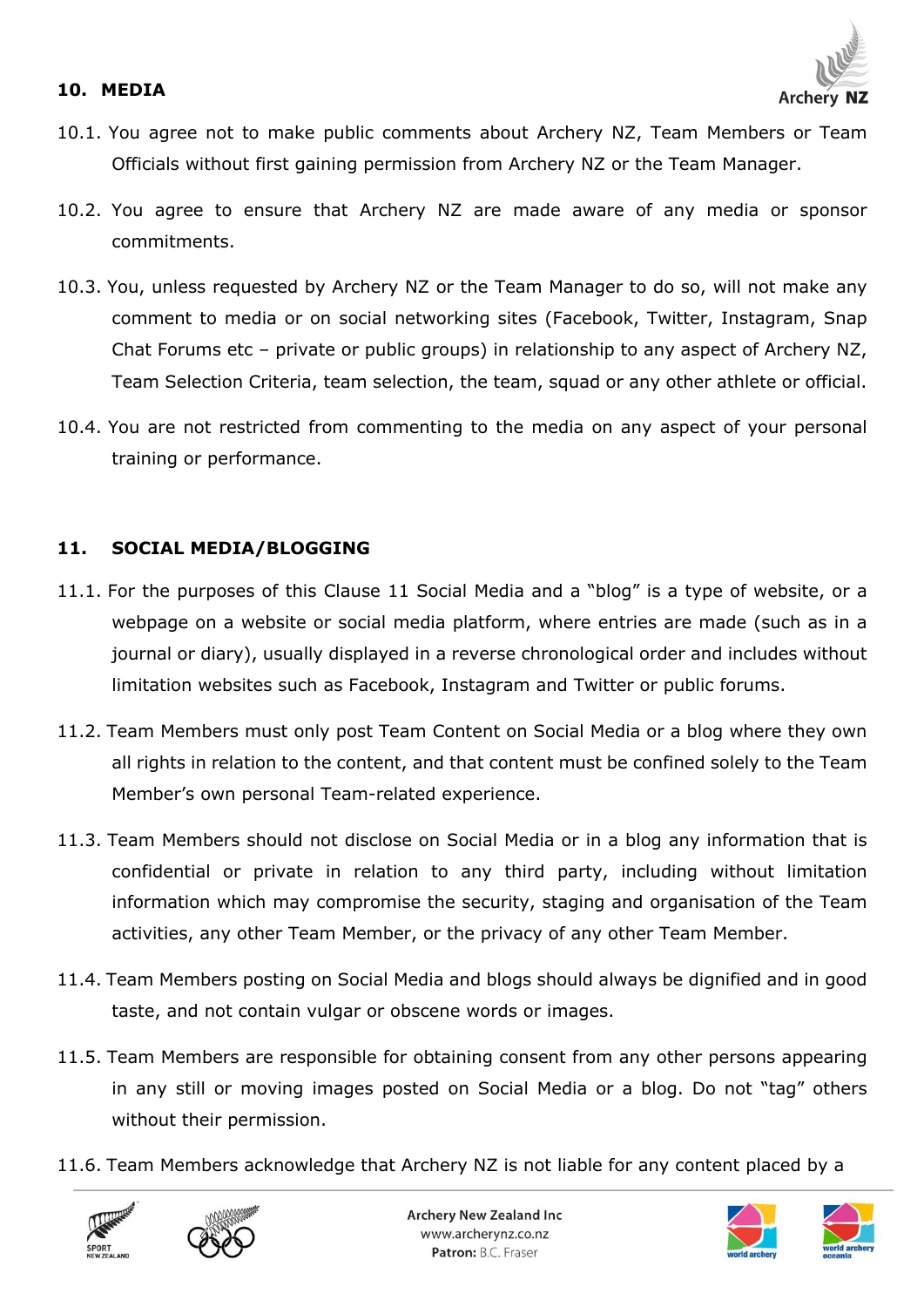## 10. MEDIA

10.1. You agree not to make public comments about Archery NZ, Team Members or Team Officials without first gaining permission from Archery NZ or the Team Manager.

10.2. You agree to ensure that Archery NZ are made aware of any media or sponsor commitments.

10.3. You, unless requested by Archery NZ or the Team Manager to do so, will not make any comment to media or on social networking sites (Facebook, Twitter, Instagram, Snap Chat Forums etc – private or public groups) in relationship to any aspect of Archery NZ, Team Selection Criteria, team selection, the team, squad or any other athlete or official.

10.4. You are not restricted from commenting to the media on any aspect of your personal training or performance.

## 11. SOCIAL MEDIA/BLOGGING

11.1. For the purposes of this Clause 11 Social Media and a "blog" is a type of website, or a webpage on a website or social media platform, where entries are made (such as in a journal or diary), usually displayed in a reverse chronological order and includes without limitation websites such as Facebook, Instagram and Twitter or public forums.

11.2. Team Members must only post Team Content on Social Media or a blog where they own all rights in relation to the content, and that content must be confined solely to the Team Member's own personal Team-related experience.

11.3. Team Members should not disclose on Social Media or in a blog any information that is confidential or private in relation to any third party, including without limitation information which may compromise the security, staging and organisation of the Team activities, any other Team Member, or the privacy of any other Team Member.

11.4. Team Members posting on Social Media and blogs should always be dignified and in good taste, and not contain vulgar or obscene words or images.

11.5. Team Members are responsible for obtaining consent from any other persons appearing in any still or moving images posted on Social Media or a blog. Do not "tag" others without their permission.

11.6. Team Members acknowledge that Archery NZ is not liable for any content placed by a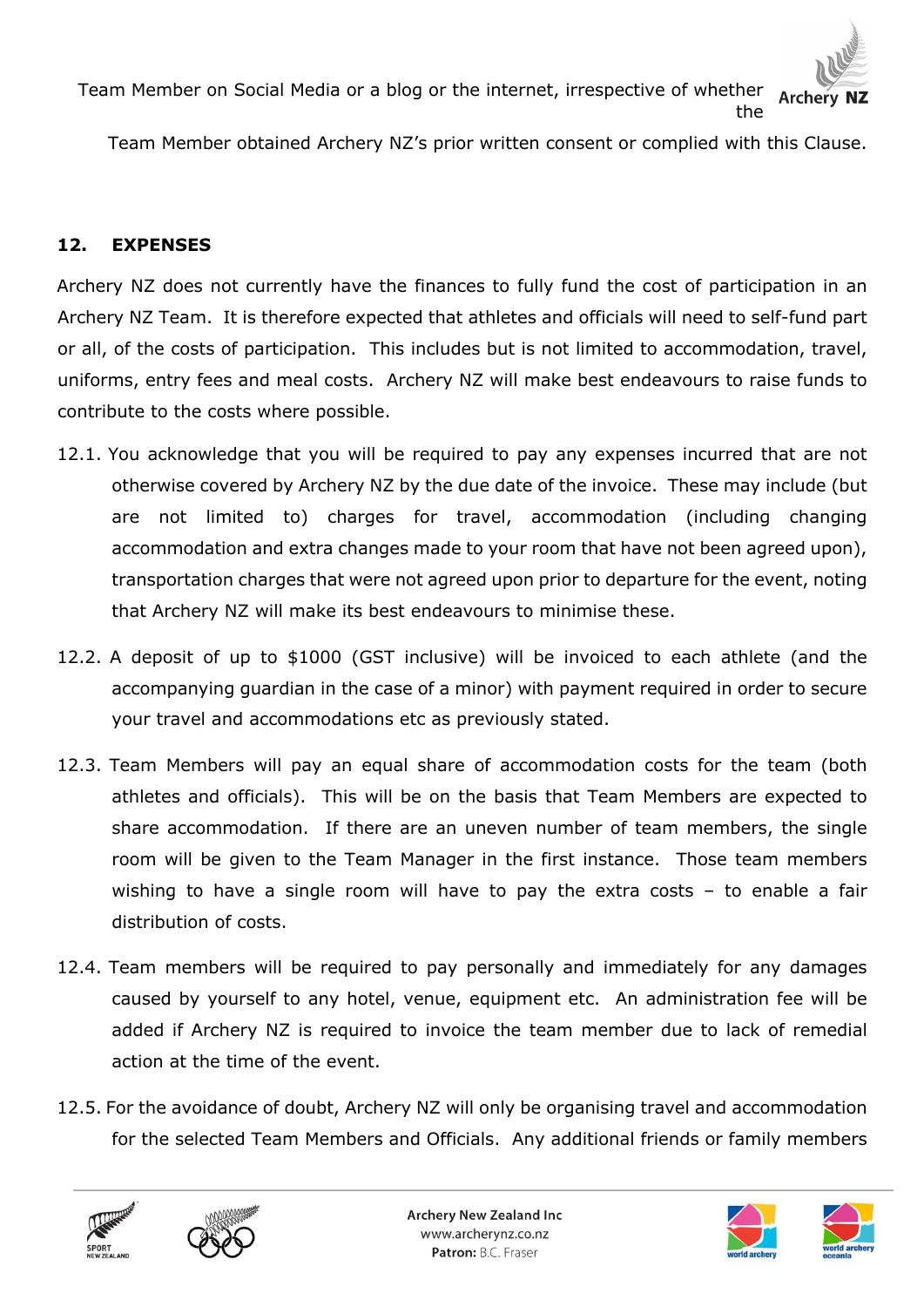Team Member on Social Media or a blog or the internet, irrespective of whether the Team Member obtained Archery NZ's prior written consent or complied with this Clause.

## 12. EXPENSES

Archery NZ does not currently have the finances to fully fund the cost of participation in an Archery NZ Team. It is therefore expected that athletes and officials will need to self-fund part or all, of the costs of participation. This includes but is not limited to accommodation, travel, uniforms, entry fees and meal costs. Archery NZ will make best endeavours to raise funds to contribute to the costs where possible.

12.1. You acknowledge that you will be required to pay any expenses incurred that are not otherwise covered by Archery NZ by the due date of the invoice. These may include (but are not limited to) charges for travel, accommodation (including changing accommodation and extra changes made to your room that have not been agreed upon), transportation charges that were not agreed upon prior to departure for the event, noting that Archery NZ will make its best endeavours to minimise these.

12.2. A deposit of up to $1000 (GST inclusive) will be invoiced to each athlete (and the accompanying guardian in the case of a minor) with payment required in order to secure your travel and accommodations etc as previously stated.

12.3. Team Members will pay an equal share of accommodation costs for the team (both athletes and officials). This will be on the basis that Team Members are expected to share accommodation. If there are an uneven number of team members, the single room will be given to the Team Manager in the first instance. Those team members wishing to have a single room will have to pay the extra costs – to enable a fair distribution of costs.

12.4. Team members will be required to pay personally and immediately for any damages caused by yourself to any hotel, venue, equipment etc. An administration fee will be added if Archery NZ is required to invoice the team member due to lack of remedial action at the time of the event.

12.5. For the avoidance of doubt, Archery NZ will only be organising travel and accommodation for the selected Team Members and Officials. Any additional friends or family members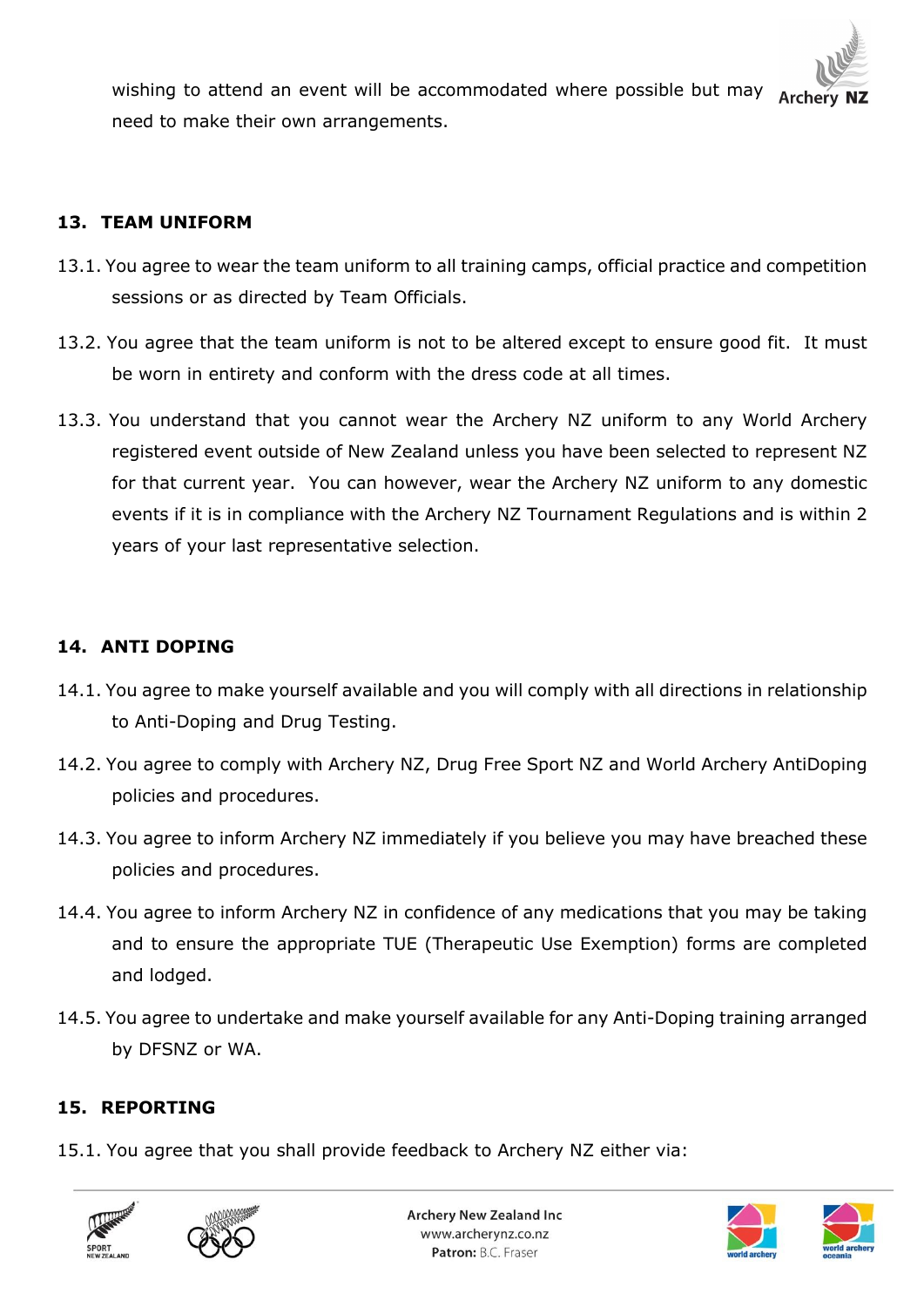wishing to attend an event will be accommodated where possible but may need to make their own arrangements.

## 13. TEAM UNIFORM

13.1. You agree to wear the team uniform to all training camps, official practice and competition sessions or as directed by Team Officials.

13.2. You agree that the team uniform is not to be altered except to ensure good fit. It must be worn in entirety and conform with the dress code at all times.

13.3. You understand that you cannot wear the Archery NZ uniform to any World Archery registered event outside of New Zealand unless you have been selected to represent NZ for that current year. You can however, wear the Archery NZ uniform to any domestic events if it is in compliance with the Archery NZ Tournament Regulations and is within 2 years of your last representative selection.

## 14. ANTI DOPING

14.1. You agree to make yourself available and you will comply with all directions in relationship to Anti-Doping and Drug Testing.

14.2. You agree to comply with Archery NZ, Drug Free Sport NZ and World Archery AntiDoping policies and procedures.

14.3. You agree to inform Archery NZ immediately if you believe you may have breached these policies and procedures.

14.4. You agree to inform Archery NZ in confidence of any medications that you may be taking and to ensure the appropriate TUE (Therapeutic Use Exemption) forms are completed and lodged.

14.5. You agree to undertake and make yourself available for any Anti-Doping training arranged by DFSNZ or WA.

## 15. REPORTING

15.1. You agree that you shall provide feedback to Archery NZ either via: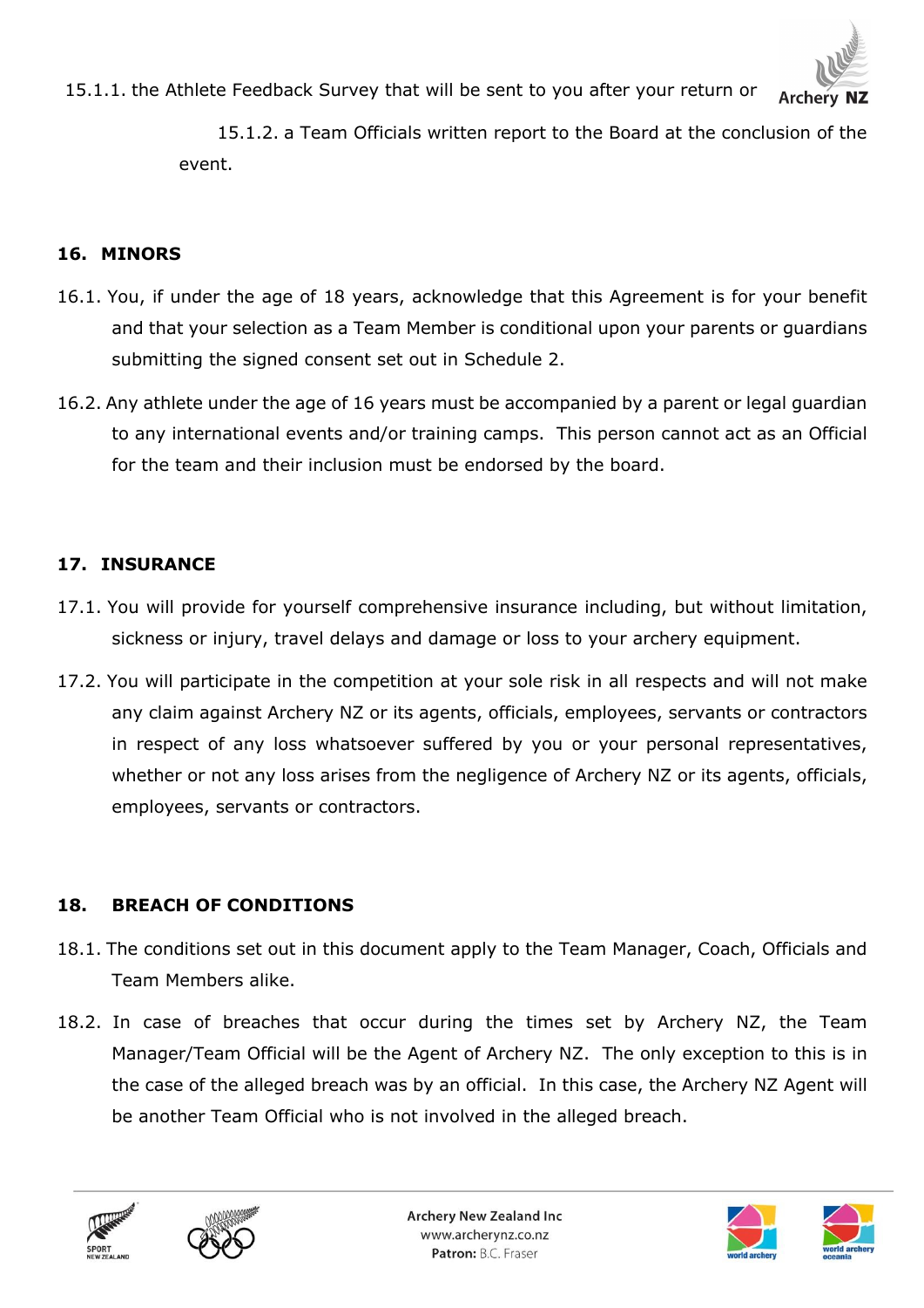15.1.1. the Athlete Feedback Survey that will be sent to you after your return or

15.1.2. a Team Officials written report to the Board at the conclusion of the event.

## 16. MINORS

16.1. You, if under the age of 18 years, acknowledge that this Agreement is for your benefit and that your selection as a Team Member is conditional upon your parents or guardians submitting the signed consent set out in Schedule 2.

16.2. Any athlete under the age of 16 years must be accompanied by a parent or legal guardian to any international events and/or training camps. This person cannot act as an Official for the team and their inclusion must be endorsed by the board.

## 17. INSURANCE

17.1. You will provide for yourself comprehensive insurance including, but without limitation, sickness or injury, travel delays and damage or loss to your archery equipment.

17.2. You will participate in the competition at your sole risk in all respects and will not make any claim against Archery NZ or its agents, officials, employees, servants or contractors in respect of any loss whatsoever suffered by you or your personal representatives, whether or not any loss arises from the negligence of Archery NZ or its agents, officials, employees, servants or contractors.

## 18. BREACH OF CONDITIONS

18.1. The conditions set out in this document apply to the Team Manager, Coach, Officials and Team Members alike.

18.2. In case of breaches that occur during the times set by Archery NZ, the Team Manager/Team Official will be the Agent of Archery NZ. The only exception to this is in the case of the alleged breach was by an official. In this case, the Archery NZ Agent will be another Team Official who is not involved in the alleged breach.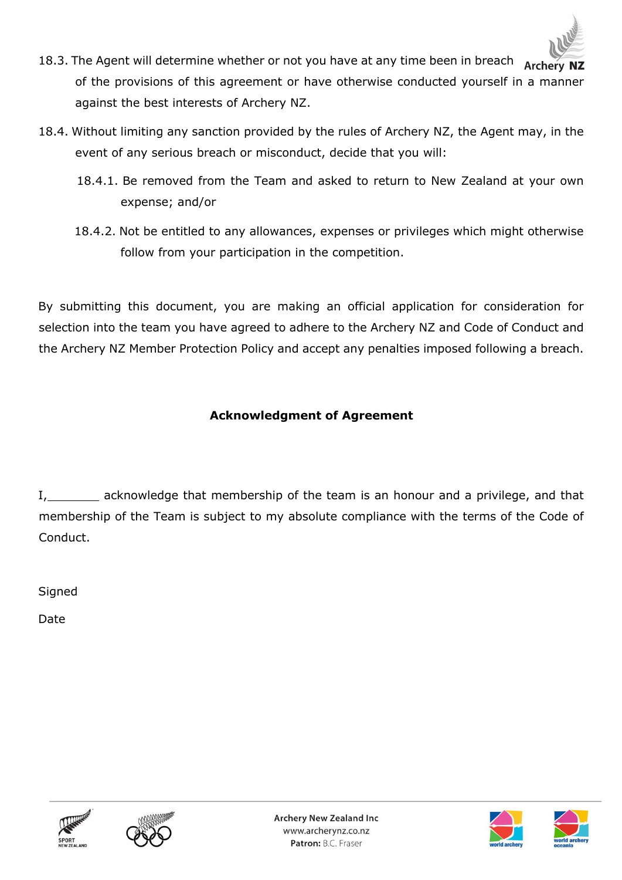18.3. The Agent will determine whether or not you have at any time been in breach of the provisions of this agreement or have otherwise conducted yourself in a manner against the best interests of Archery NZ.

18.4. Without limiting any sanction provided by the rules of Archery NZ, the Agent may, in the event of any serious breach or misconduct, decide that you will:

18.4.1. Be removed from the Team and asked to return to New Zealand at your own expense; and/or

18.4.2. Not be entitled to any allowances, expenses or privileges which might otherwise follow from your participation in the competition.

By submitting this document, you are making an official application for consideration for selection into the team you have agreed to adhere to the Archery NZ and Code of Conduct and the Archery NZ Member Protection Policy and accept any penalties imposed following a breach.

**Acknowledgment of Agreement**

I,_______ acknowledge that membership of the team is an honour and a privilege, and that membership of the Team is subject to my absolute compliance with the terms of the Code of Conduct.

Signed

Date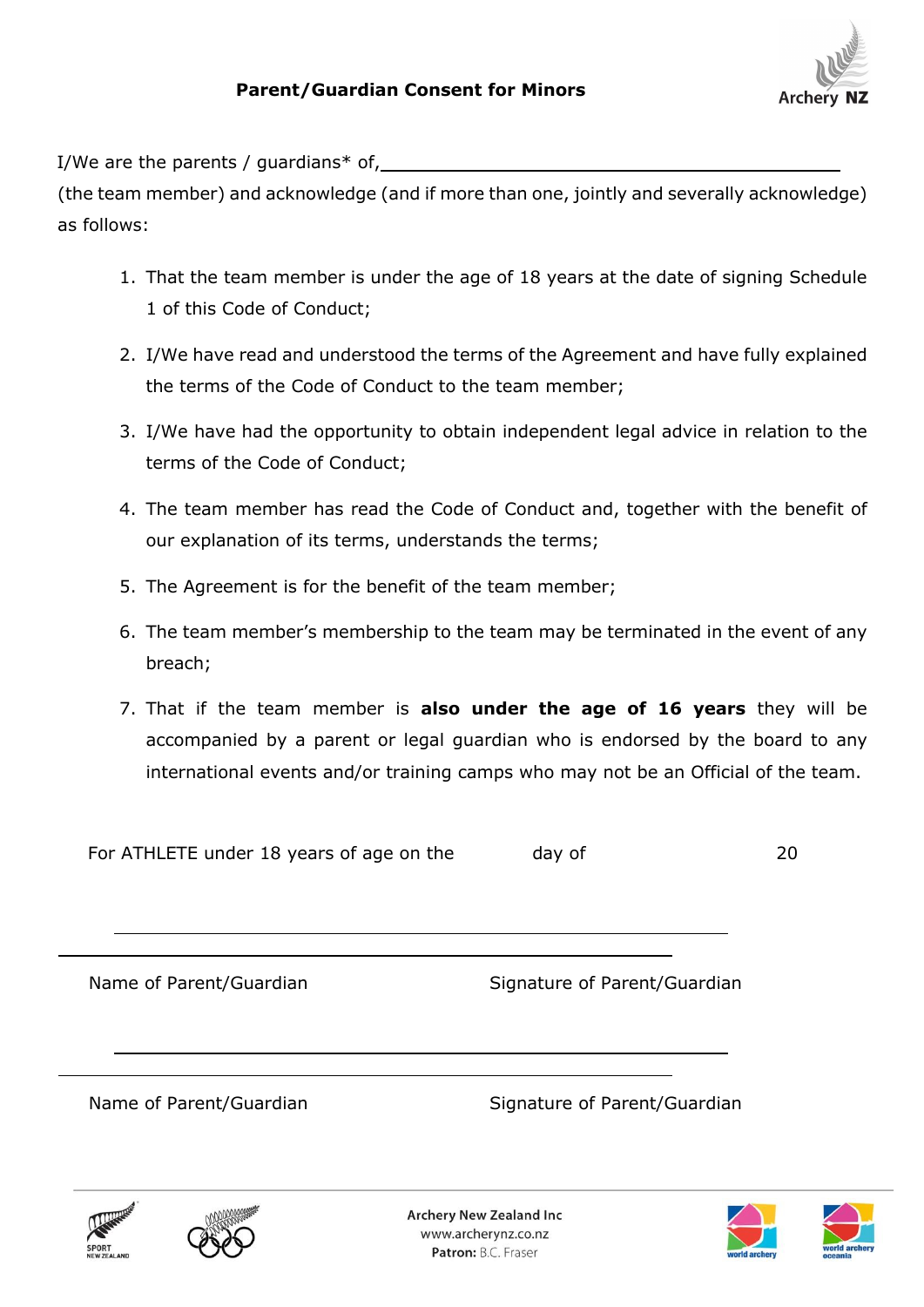**Parent/Guardian Consent for Minors**

I/We are the parents / guardians* of, ______________________________________________

(the team member) and acknowledge (and if more than one, jointly and severally acknowledge) as follows:

1. That the team member is under the age of 18 years at the date of signing Schedule 1 of this Code of Conduct;
2. I/We have read and understood the terms of the Agreement and have fully explained the terms of the Code of Conduct to the team member;
3. I/We have had the opportunity to obtain independent legal advice in relation to the terms of the Code of Conduct;
4. The team member has read the Code of Conduct and, together with the benefit of our explanation of its terms, understands the terms;
5. The Agreement is for the benefit of the team member;
6. The team member's membership to the team may be terminated in the event of any breach;
7. That if the team member is **also under the age of 16 years** they will be accompanied by a parent or legal guardian who is endorsed by the board to any international events and/or training camps who may not be an Official of the team.

For ATHLETE under 18 years of age on the ______ day of ______________ 20____

______________________________ ______________________________

Name of Parent/Guardian Signature of Parent/Guardian

______________________________ ______________________________

Name of Parent/Guardian Signature of Parent/Guardian

Archery New Zealand Inc
www.archerynz.co.nz
**Patron:** B.C. Fraser